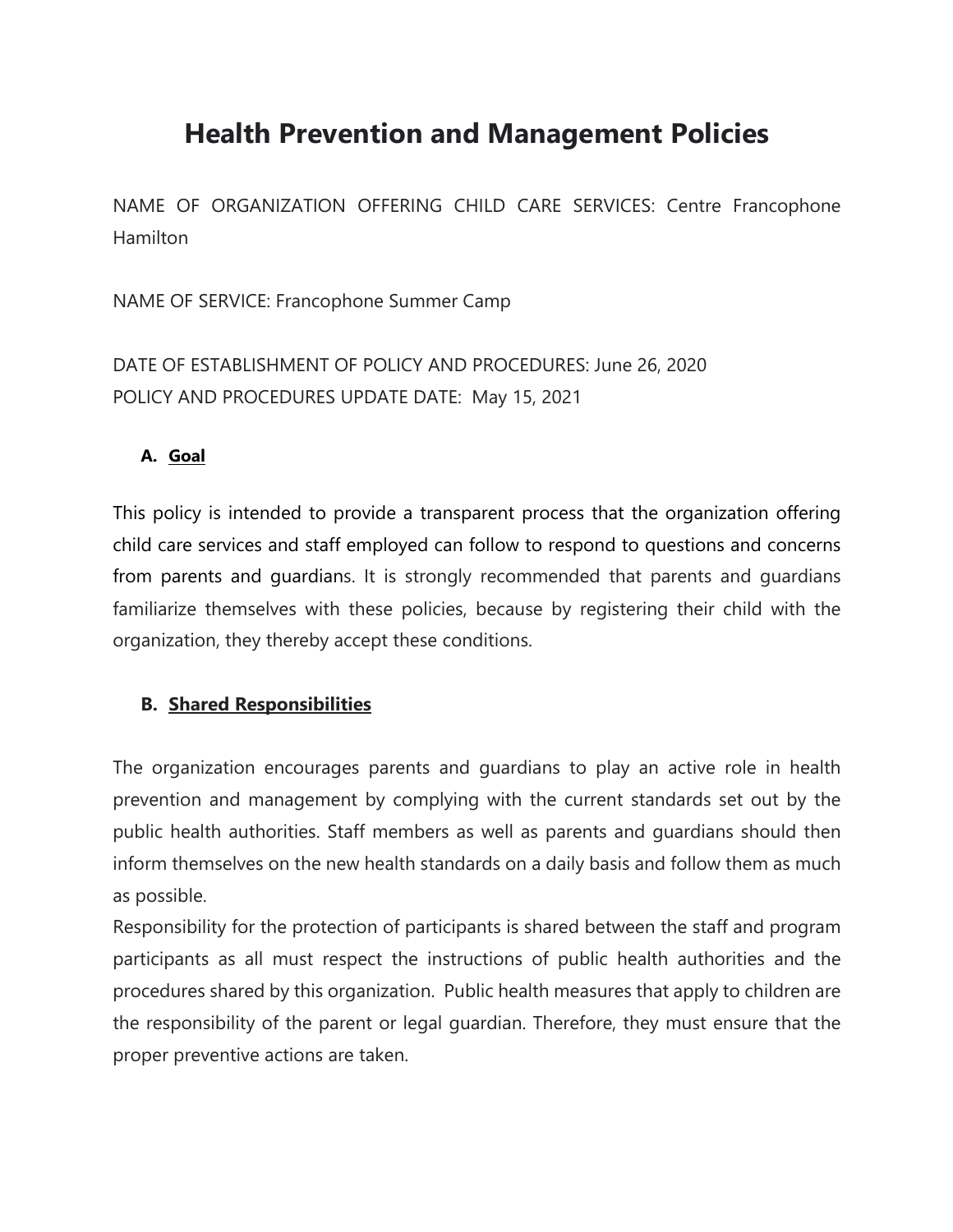# Health Prevention and Management Policies

NAME OF ORGANIZATION OFFERING CHILD CARE SERVICES: Centre Francophone Hamilton

NAME OF SERVICE: Francophone Summer Camp

DATE OF ESTABLISHMENT OF POLICY AND PROCEDURES: June 26, 2020
POLICY AND PROCEDURES UPDATE DATE: May 15, 2021

## A. Goal

This policy is intended to provide a transparent process that the organization offering child care services and staff employed can follow to respond to questions and concerns from parents and guardians. It is strongly recommended that parents and guardians familiarize themselves with these policies, because by registering their child with the organization, they thereby accept these conditions.

## B. Shared Responsibilities

The organization encourages parents and guardians to play an active role in health prevention and management by complying with the current standards set out by the public health authorities. Staff members as well as parents and guardians should then inform themselves on the new health standards on a daily basis and follow them as much as possible.

Responsibility for the protection of participants is shared between the staff and program participants as all must respect the instructions of public health authorities and the procedures shared by this organization. Public health measures that apply to children are the responsibility of the parent or legal guardian. Therefore, they must ensure that the proper preventive actions are taken.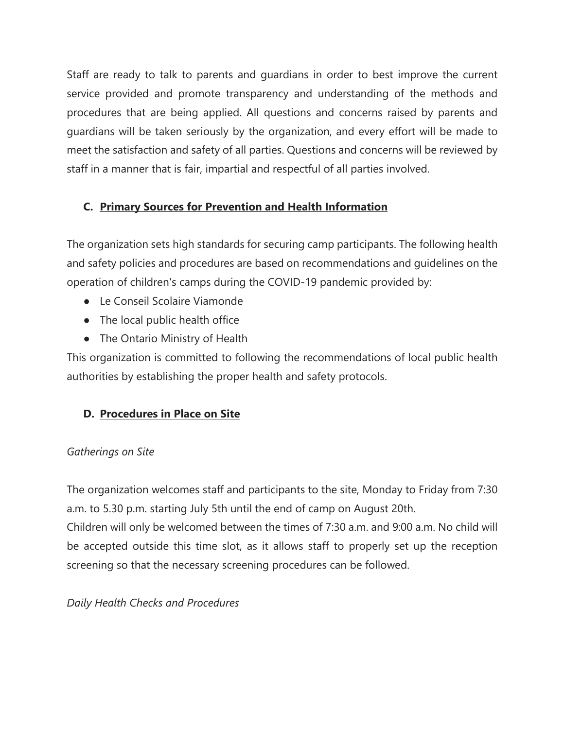Staff are ready to talk to parents and guardians in order to best improve the current service provided and promote transparency and understanding of the methods and procedures that are being applied. All questions and concerns raised by parents and guardians will be taken seriously by the organization, and every effort will be made to meet the satisfaction and safety of all parties. Questions and concerns will be reviewed by staff in a manner that is fair, impartial and respectful of all parties involved.

### C. **Primary Sources for Prevention and Health Information**

The organization sets high standards for securing camp participants. The following health and safety policies and procedures are based on recommendations and guidelines on the operation of children's camps during the COVID-19 pandemic provided by:

- Le Conseil Scolaire Viamonde
- The local public health office
- The Ontario Ministry of Health

This organization is committed to following the recommendations of local public health authorities by establishing the proper health and safety protocols.

### D. **Procedures in Place on Site**

*Gatherings on Site*

The organization welcomes staff and participants to the site, Monday to Friday from 7:30 a.m. to 5.30 p.m. starting July 5th until the end of camp on August 20th.
Children will only be welcomed between the times of 7:30 a.m. and 9:00 a.m. No child will be accepted outside this time slot, as it allows staff to properly set up the reception screening so that the necessary screening procedures can be followed.

*Daily Health Checks and Procedures*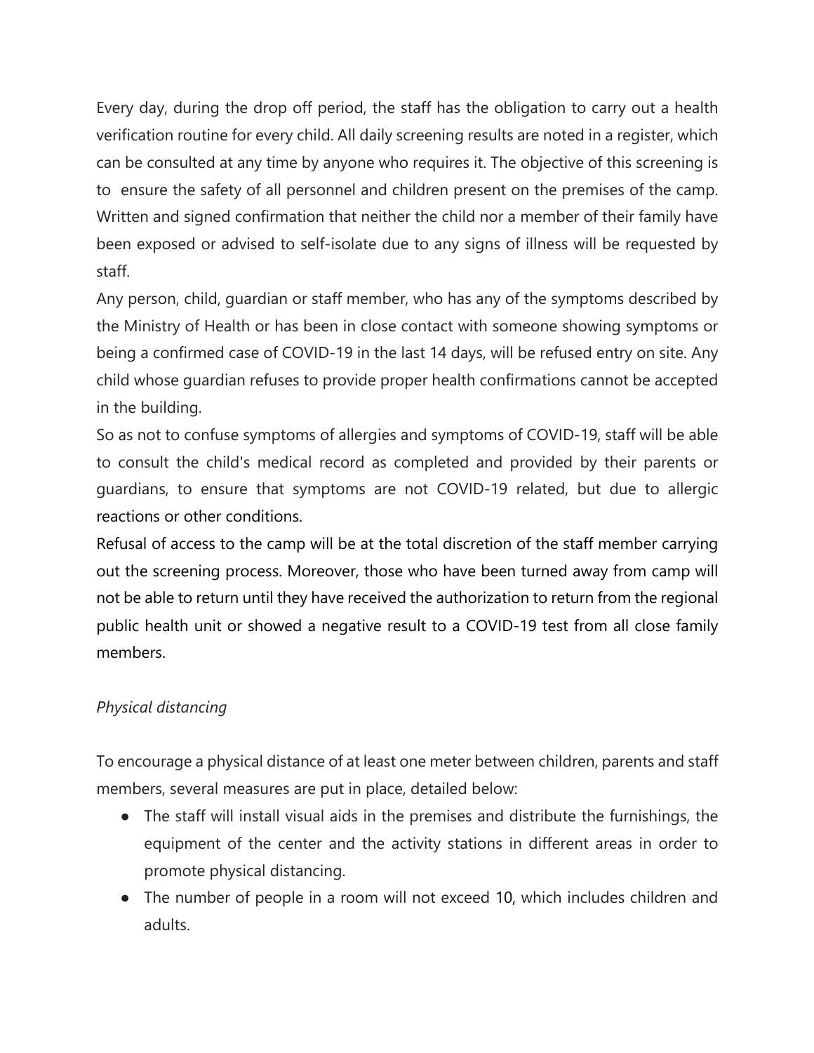Every day, during the drop off period, the staff has the obligation to carry out a health verification routine for every child. All daily screening results are noted in a register, which can be consulted at any time by anyone who requires it. The objective of this screening is to ensure the safety of all personnel and children present on the premises of the camp. Written and signed confirmation that neither the child nor a member of their family have been exposed or advised to self-isolate due to any signs of illness will be requested by staff.

Any person, child, guardian or staff member, who has any of the symptoms described by the Ministry of Health or has been in close contact with someone showing symptoms or being a confirmed case of COVID-19 in the last 14 days, will be refused entry on site. Any child whose guardian refuses to provide proper health confirmations cannot be accepted in the building.

So as not to confuse symptoms of allergies and symptoms of COVID-19, staff will be able to consult the child's medical record as completed and provided by their parents or guardians, to ensure that symptoms are not COVID-19 related, but due to allergic reactions or other conditions.

Refusal of access to the camp will be at the total discretion of the staff member carrying out the screening process. Moreover, those who have been turned away from camp will not be able to return until they have received the authorization to return from the regional public health unit or showed a negative result to a COVID-19 test from all close family members.

*Physical distancing*

To encourage a physical distance of at least one meter between children, parents and staff members, several measures are put in place, detailed below:

- The staff will install visual aids in the premises and distribute the furnishings, the equipment of the center and the activity stations in different areas in order to promote physical distancing.
- The number of people in a room will not exceed 10, which includes children and adults.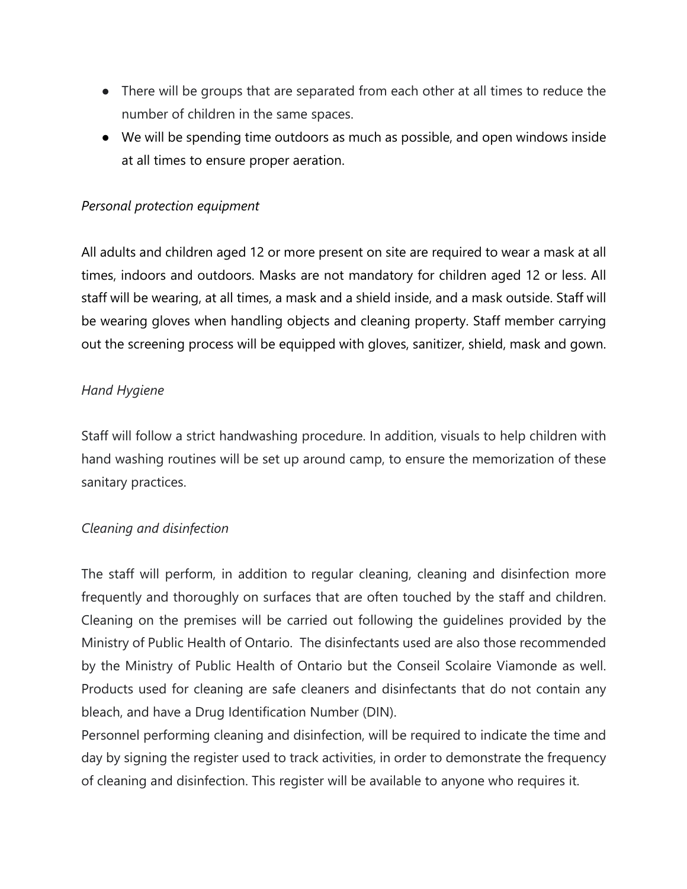- There will be groups that are separated from each other at all times to reduce the number of children in the same spaces.
- We will be spending time outdoors as much as possible, and open windows inside at all times to ensure proper aeration.

*Personal protection equipment*

All adults and children aged 12 or more present on site are required to wear a mask at all times, indoors and outdoors. Masks are not mandatory for children aged 12 or less. All staff will be wearing, at all times, a mask and a shield inside, and a mask outside. Staff will be wearing gloves when handling objects and cleaning property. Staff member carrying out the screening process will be equipped with gloves, sanitizer, shield, mask and gown.

*Hand Hygiene*

Staff will follow a strict handwashing procedure. In addition, visuals to help children with hand washing routines will be set up around camp, to ensure the memorization of these sanitary practices.

*Cleaning and disinfection*

The staff will perform, in addition to regular cleaning, cleaning and disinfection more frequently and thoroughly on surfaces that are often touched by the staff and children. Cleaning on the premises will be carried out following the guidelines provided by the Ministry of Public Health of Ontario. The disinfectants used are also those recommended by the Ministry of Public Health of Ontario but the Conseil Scolaire Viamonde as well. Products used for cleaning are safe cleaners and disinfectants that do not contain any bleach, and have a Drug Identification Number (DIN).
Personnel performing cleaning and disinfection, will be required to indicate the time and day by signing the register used to track activities, in order to demonstrate the frequency of cleaning and disinfection. This register will be available to anyone who requires it.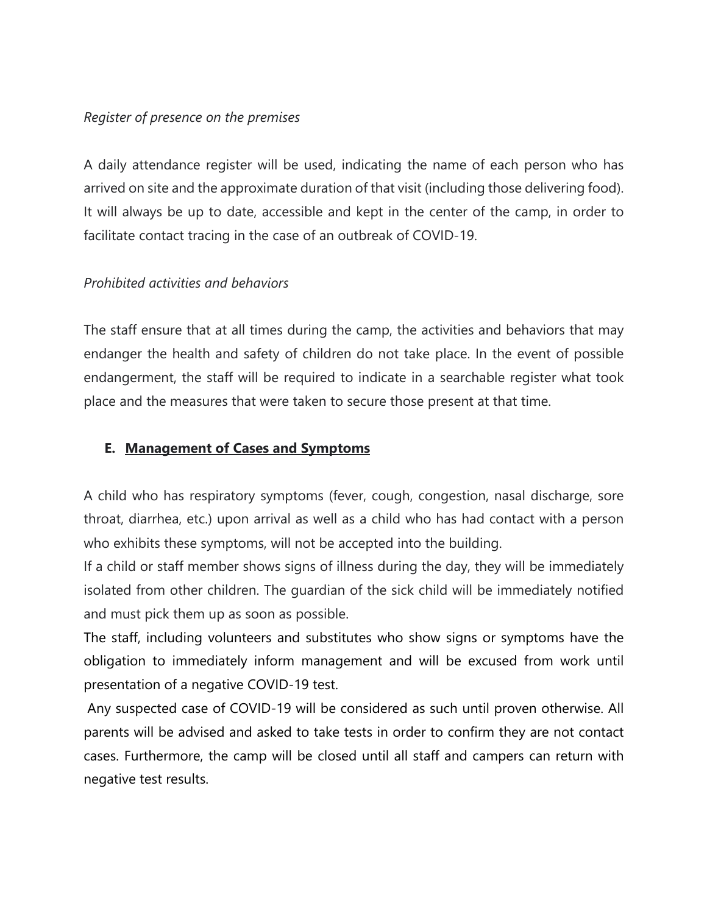*Register of presence on the premises*

A daily attendance register will be used, indicating the name of each person who has arrived on site and the approximate duration of that visit (including those delivering food). It will always be up to date, accessible and kept in the center of the camp, in order to facilitate contact tracing in the case of an outbreak of COVID-19.

*Prohibited activities and behaviors*

The staff ensure that at all times during the camp, the activities and behaviors that may endanger the health and safety of children do not take place. In the event of possible endangerment, the staff will be required to indicate in a searchable register what took place and the measures that were taken to secure those present at that time.

## E. <u>Management of Cases and Symptoms</u>

A child who has respiratory symptoms (fever, cough, congestion, nasal discharge, sore throat, diarrhea, etc.) upon arrival as well as a child who has had contact with a person who exhibits these symptoms, will not be accepted into the building.

If a child or staff member shows signs of illness during the day, they will be immediately isolated from other children. The guardian of the sick child will be immediately notified and must pick them up as soon as possible.

The staff, including volunteers and substitutes who show signs or symptoms have the obligation to immediately inform management and will be excused from work until presentation of a negative COVID-19 test.

Any suspected case of COVID-19 will be considered as such until proven otherwise. All parents will be advised and asked to take tests in order to confirm they are not contact cases. Furthermore, the camp will be closed until all staff and campers can return with negative test results.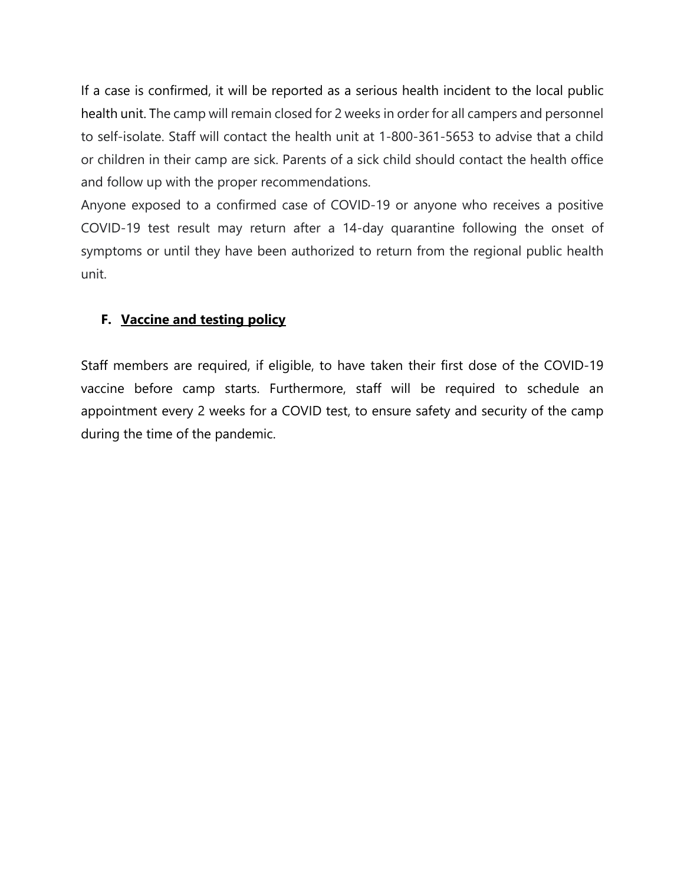If a case is confirmed, it will be reported as a serious health incident to the local public health unit. The camp will remain closed for 2 weeks in order for all campers and personnel to self-isolate. Staff will contact the health unit at 1-800-361-5653 to advise that a child or children in their camp are sick. Parents of a sick child should contact the health office and follow up with the proper recommendations.

Anyone exposed to a confirmed case of COVID-19 or anyone who receives a positive COVID-19 test result may return after a 14-day quarantine following the onset of symptoms or until they have been authorized to return from the regional public health unit.

## F. <u>Vaccine and testing policy</u>

Staff members are required, if eligible, to have taken their first dose of the COVID-19 vaccine before camp starts. Furthermore, staff will be required to schedule an appointment every 2 weeks for a COVID test, to ensure safety and security of the camp during the time of the pandemic.